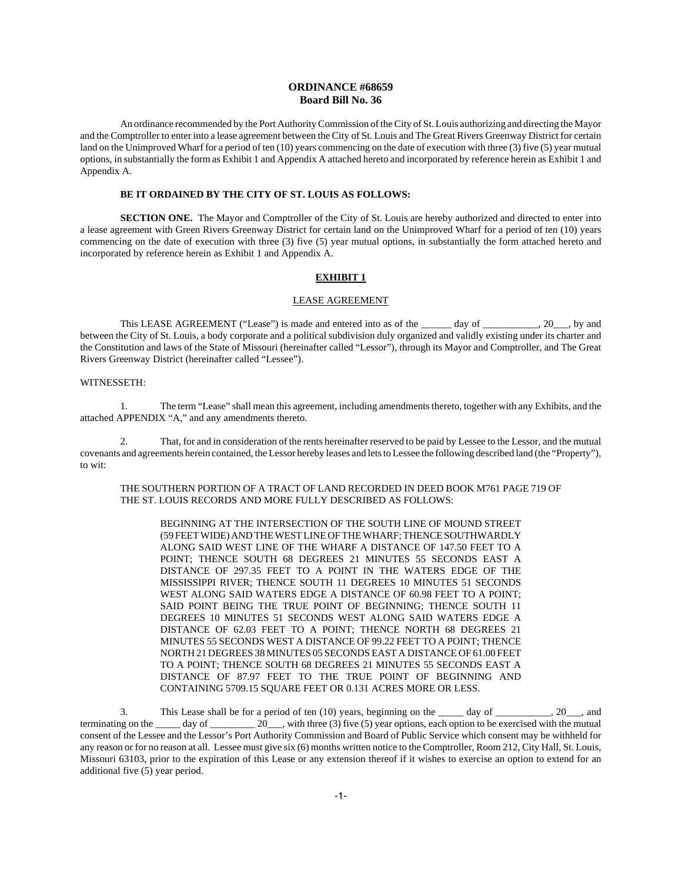# ORDINANCE #68659
## Board Bill No. 36

An ordinance recommended by the Port Authority Commission of the City of St. Louis authorizing and directing the Mayor and the Comptroller to enter into a lease agreement between the City of St. Louis and The Great Rivers Greenway District for certain land on the Unimproved Wharf for a period of ten (10) years commencing on the date of execution with three (3) five (5) year mutual options, in substantially the form as Exhibit 1 and Appendix A attached hereto and incorporated by reference herein as Exhibit 1 and Appendix A.

**BE IT ORDAINED BY THE CITY OF ST. LOUIS AS FOLLOWS:**

**SECTION ONE.** The Mayor and Comptroller of the City of St. Louis are hereby authorized and directed to enter into a lease agreement with Green Rivers Greenway District for certain land on the Unimproved Wharf for a period of ten (10) years commencing on the date of execution with three (3) five (5) year mutual options, in substantially the form attached hereto and incorporated by reference herein as Exhibit 1 and Appendix A.

**EXHIBIT 1**

LEASE AGREEMENT

This LEASE AGREEMENT ("Lease") is made and entered into as of the ______ day of ___________, 20___, by and between the City of St. Louis, a body corporate and a political subdivision duly organized and validly existing under its charter and the Constitution and laws of the State of Missouri (hereinafter called "Lessor"), through its Mayor and Comptroller, and The Great Rivers Greenway District (hereinafter called "Lessee").

WITNESSETH:

1. The term "Lease" shall mean this agreement, including amendments thereto, together with any Exhibits, and the attached APPENDIX "A," and any amendments thereto.

2. That, for and in consideration of the rents hereinafter reserved to be paid by Lessee to the Lessor, and the mutual covenants and agreements herein contained, the Lessor hereby leases and lets to Lessee the following described land (the "Property"), to wit:

THE SOUTHERN PORTION OF A TRACT OF LAND RECORDED IN DEED BOOK M761 PAGE 719 OF THE ST. LOUIS RECORDS AND MORE FULLY DESCRIBED AS FOLLOWS:

BEGINNING AT THE INTERSECTION OF THE SOUTH LINE OF MOUND STREET (59 FEET WIDE) AND THE WEST LINE OF THE WHARF; THENCE SOUTHWARDLY ALONG SAID WEST LINE OF THE WHARF A DISTANCE OF 147.50 FEET TO A POINT; THENCE SOUTH 68 DEGREES 21 MINUTES 55 SECONDS EAST A DISTANCE OF 297.35 FEET TO A POINT IN THE WATERS EDGE OF THE MISSISSIPPI RIVER; THENCE SOUTH 11 DEGREES 10 MINUTES 51 SECONDS WEST ALONG SAID WATERS EDGE A DISTANCE OF 60.98 FEET TO A POINT; SAID POINT BEING THE TRUE POINT OF BEGINNING; THENCE SOUTH 11 DEGREES 10 MINUTES 51 SECONDS WEST ALONG SAID WATERS EDGE A DISTANCE OF 62.03 FEET TO A POINT; THENCE NORTH 68 DEGREES 21 MINUTES 55 SECONDS WEST A DISTANCE OF 99.22 FEET TO A POINT; THENCE NORTH 21 DEGREES 38 MINUTES 05 SECONDS EAST A DISTANCE OF 61.00 FEET TO A POINT; THENCE SOUTH 68 DEGREES 21 MINUTES 55 SECONDS EAST A DISTANCE OF 87.97 FEET TO THE TRUE POINT OF BEGINNING AND CONTAINING 5709.15 SQUARE FEET OR 0.131 ACRES MORE OR LESS.

3. This Lease shall be for a period of ten (10) years, beginning on the _____ day of ___________, 20___, and terminating on the _____ day of _________ 20___, with three (3) five (5) year options, each option to be exercised with the mutual consent of the Lessee and the Lessor's Port Authority Commission and Board of Public Service which consent may be withheld for any reason or for no reason at all. Lessee must give six (6) months written notice to the Comptroller, Room 212, City Hall, St. Louis, Missouri 63103, prior to the expiration of this Lease or any extension thereof if it wishes to exercise an option to extend for an additional five (5) year period.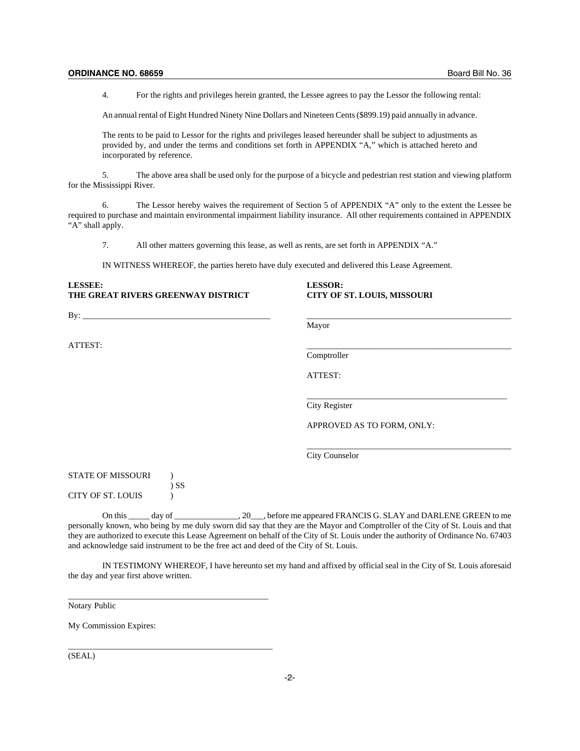4. For the rights and privileges herein granted, the Lessee agrees to pay the Lessor the following rental:

An annual rental of Eight Hundred Ninety Nine Dollars and Nineteen Cents ($899.19) paid annually in advance.

The rents to be paid to Lessor for the rights and privileges leased hereunder shall be subject to adjustments as provided by, and under the terms and conditions set forth in APPENDIX "A," which is attached hereto and incorporated by reference.

5. The above area shall be used only for the purpose of a bicycle and pedestrian rest station and viewing platform for the Mississippi River.

6. The Lessor hereby waives the requirement of Section 5 of APPENDIX "A" only to the extent the Lessee be required to purchase and maintain environmental impairment liability insurance. All other requirements contained in APPENDIX "A" shall apply.

7. All other matters governing this lease, as well as rents, are set forth in APPENDIX "A."

IN WITNESS WHEREOF, the parties hereto have duly executed and delivered this Lease Agreement.

**LESSEE:**
**THE GREAT RIVERS GREENWAY DISTRICT**

By: ___________________________________________

ATTEST:

**LESSOR:**
**CITY OF ST. LOUIS, MISSOURI**

_________________________________________________
Mayor

_________________________________________________
Comptroller

ATTEST:

_________________________________________________
City Register

APPROVED AS TO FORM, ONLY:

_________________________________________________
City Counselor

STATE OF MISSOURI )
) SS
CITY OF ST. LOUIS )

On this _____ day of _______________, 20___, before me appeared FRANCIS G. SLAY and DARLENE GREEN to me personally known, who being by me duly sworn did say that they are the Mayor and Comptroller of the City of St. Louis and that they are authorized to execute this Lease Agreement on behalf of the City of St. Louis under the authority of Ordinance No. 67403 and acknowledge said instrument to be the free act and deed of the City of St. Louis.

IN TESTIMONY WHEREOF, I have hereunto set my hand and affixed by official seal in the City of St. Louis aforesaid the day and year first above written.

_________________________________________________
Notary Public

My Commission Expires:

_________________________________________________
(SEAL)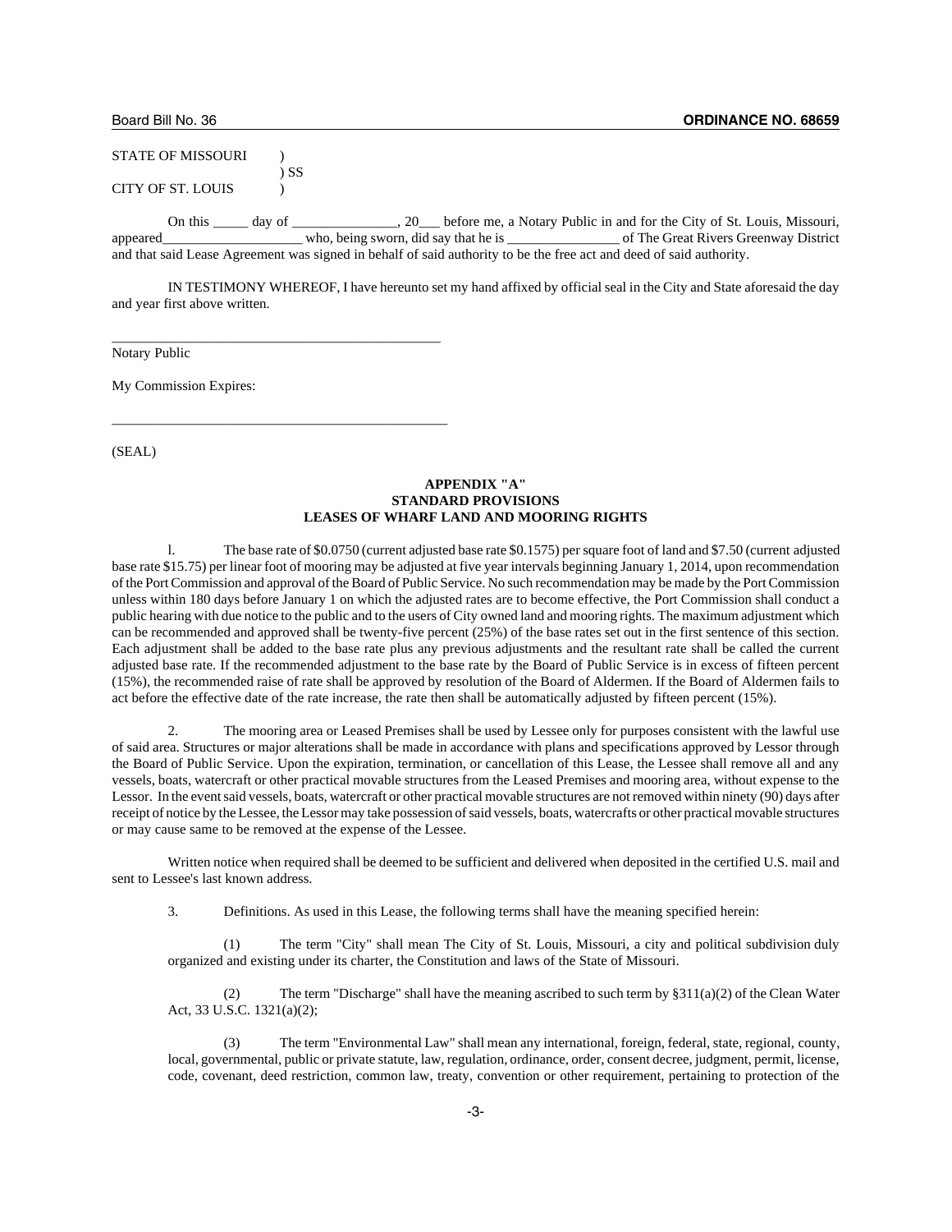STATE OF MISSOURI )
) SS
CITY OF ST. LOUIS )

On this _____ day of _______________, 20___ before me, a Notary Public in and for the City of St. Louis, Missouri, appeared____________________ who, being sworn, did say that he is ________________ of The Great Rivers Greenway District and that said Lease Agreement was signed in behalf of said authority to be the free act and deed of said authority.

IN TESTIMONY WHEREOF, I have hereunto set my hand affixed by official seal in the City and State aforesaid the day and year first above written.

________________________________________________
Notary Public

My Commission Expires:

________________________________________________

(SEAL)

**APPENDIX "A"**
**STANDARD PROVISIONS**
**LEASES OF WHARF LAND AND MOORING RIGHTS**

l. The base rate of $0.0750 (current adjusted base rate $0.1575) per square foot of land and $7.50 (current adjusted base rate $15.75) per linear foot of mooring may be adjusted at five year intervals beginning January 1, 2014, upon recommendation of the Port Commission and approval of the Board of Public Service. No such recommendation may be made by the Port Commission unless within 180 days before January 1 on which the adjusted rates are to become effective, the Port Commission shall conduct a public hearing with due notice to the public and to the users of City owned land and mooring rights. The maximum adjustment which can be recommended and approved shall be twenty-five percent (25%) of the base rates set out in the first sentence of this section. Each adjustment shall be added to the base rate plus any previous adjustments and the resultant rate shall be called the current adjusted base rate. If the recommended adjustment to the base rate by the Board of Public Service is in excess of fifteen percent (15%), the recommended raise of rate shall be approved by resolution of the Board of Aldermen. If the Board of Aldermen fails to act before the effective date of the rate increase, the rate then shall be automatically adjusted by fifteen percent (15%).

2. The mooring area or Leased Premises shall be used by Lessee only for purposes consistent with the lawful use of said area. Structures or major alterations shall be made in accordance with plans and specifications approved by Lessor through the Board of Public Service. Upon the expiration, termination, or cancellation of this Lease, the Lessee shall remove all and any vessels, boats, watercraft or other practical movable structures from the Leased Premises and mooring area, without expense to the Lessor. In the event said vessels, boats, watercraft or other practical movable structures are not removed within ninety (90) days after receipt of notice by the Lessee, the Lessor may take possession of said vessels, boats, watercrafts or other practical movable structures or may cause same to be removed at the expense of the Lessee.

Written notice when required shall be deemed to be sufficient and delivered when deposited in the certified U.S. mail and sent to Lessee's last known address.

3. Definitions. As used in this Lease, the following terms shall have the meaning specified herein:

(1) The term "City" shall mean The City of St. Louis, Missouri, a city and political subdivision duly organized and existing under its charter, the Constitution and laws of the State of Missouri.

(2) The term "Discharge" shall have the meaning ascribed to such term by §311(a)(2) of the Clean Water Act, 33 U.S.C. 1321(a)(2);

(3) The term "Environmental Law" shall mean any international, foreign, federal, state, regional, county, local, governmental, public or private statute, law, regulation, ordinance, order, consent decree, judgment, permit, license, code, covenant, deed restriction, common law, treaty, convention or other requirement, pertaining to protection of the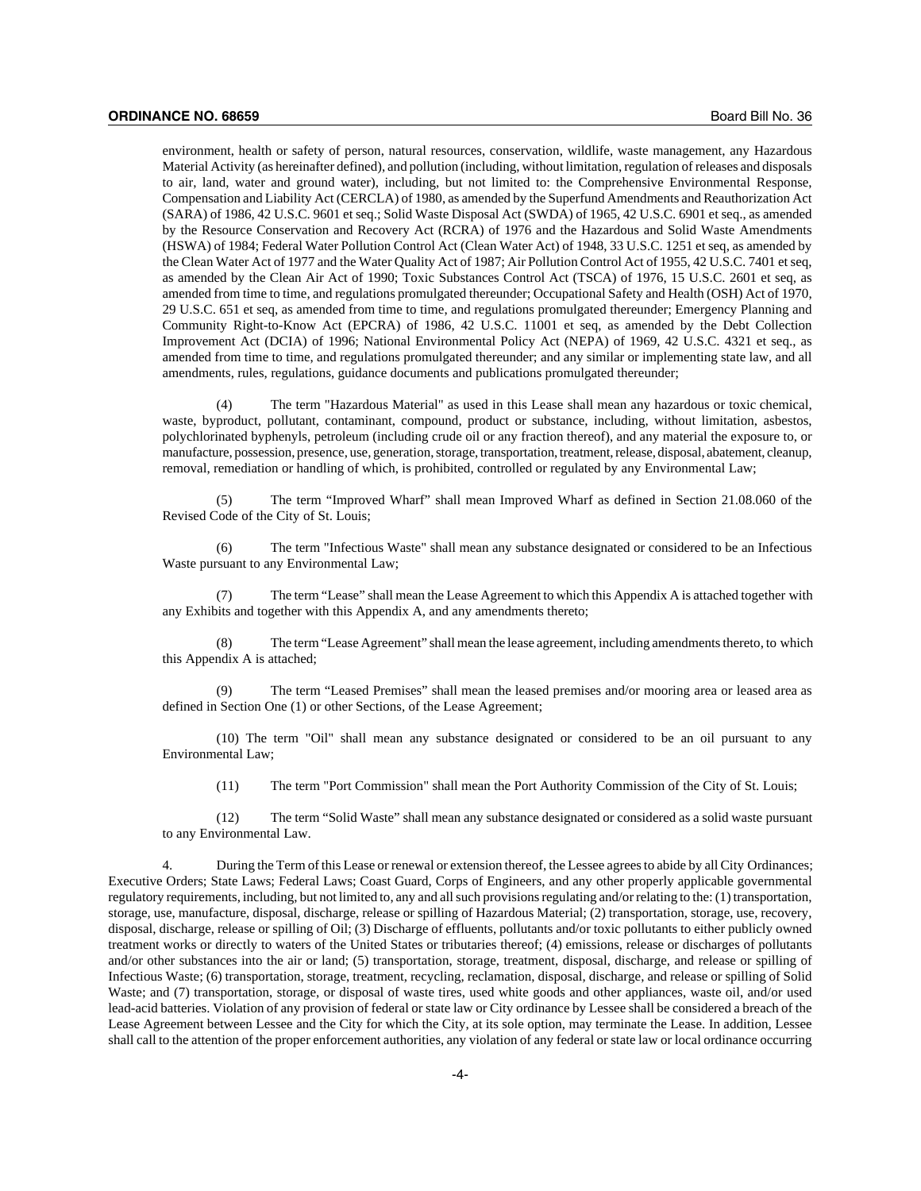environment, health or safety of person, natural resources, conservation, wildlife, waste management, any Hazardous Material Activity (as hereinafter defined), and pollution (including, without limitation, regulation of releases and disposals to air, land, water and ground water), including, but not limited to: the Comprehensive Environmental Response, Compensation and Liability Act (CERCLA) of 1980, as amended by the Superfund Amendments and Reauthorization Act (SARA) of 1986, 42 U.S.C. 9601 et seq.; Solid Waste Disposal Act (SWDA) of 1965, 42 U.S.C. 6901 et seq., as amended by the Resource Conservation and Recovery Act (RCRA) of 1976 and the Hazardous and Solid Waste Amendments (HSWA) of 1984; Federal Water Pollution Control Act (Clean Water Act) of 1948, 33 U.S.C. 1251 et seq, as amended by the Clean Water Act of 1977 and the Water Quality Act of 1987; Air Pollution Control Act of 1955, 42 U.S.C. 7401 et seq, as amended by the Clean Air Act of 1990; Toxic Substances Control Act (TSCA) of 1976, 15 U.S.C. 2601 et seq, as amended from time to time, and regulations promulgated thereunder; Occupational Safety and Health (OSH) Act of 1970, 29 U.S.C. 651 et seq, as amended from time to time, and regulations promulgated thereunder; Emergency Planning and Community Right-to-Know Act (EPCRA) of 1986, 42 U.S.C. 11001 et seq, as amended by the Debt Collection Improvement Act (DCIA) of 1996; National Environmental Policy Act (NEPA) of 1969, 42 U.S.C. 4321 et seq., as amended from time to time, and regulations promulgated thereunder; and any similar or implementing state law, and all amendments, rules, regulations, guidance documents and publications promulgated thereunder;

(4) The term "Hazardous Material" as used in this Lease shall mean any hazardous or toxic chemical, waste, byproduct, pollutant, contaminant, compound, product or substance, including, without limitation, asbestos, polychlorinated byphenyls, petroleum (including crude oil or any fraction thereof), and any material the exposure to, or manufacture, possession, presence, use, generation, storage, transportation, treatment, release, disposal, abatement, cleanup, removal, remediation or handling of which, is prohibited, controlled or regulated by any Environmental Law;

(5) The term "Improved Wharf" shall mean Improved Wharf as defined in Section 21.08.060 of the Revised Code of the City of St. Louis;

(6) The term "Infectious Waste" shall mean any substance designated or considered to be an Infectious Waste pursuant to any Environmental Law;

(7) The term "Lease" shall mean the Lease Agreement to which this Appendix A is attached together with any Exhibits and together with this Appendix A, and any amendments thereto;

(8) The term "Lease Agreement" shall mean the lease agreement, including amendments thereto, to which this Appendix A is attached;

(9) The term "Leased Premises" shall mean the leased premises and/or mooring area or leased area as defined in Section One (1) or other Sections, of the Lease Agreement;

(10) The term "Oil" shall mean any substance designated or considered to be an oil pursuant to any Environmental Law;

(11) The term "Port Commission" shall mean the Port Authority Commission of the City of St. Louis;

(12) The term "Solid Waste" shall mean any substance designated or considered as a solid waste pursuant to any Environmental Law.

4. During the Term of this Lease or renewal or extension thereof, the Lessee agrees to abide by all City Ordinances; Executive Orders; State Laws; Federal Laws; Coast Guard, Corps of Engineers, and any other properly applicable governmental regulatory requirements, including, but not limited to, any and all such provisions regulating and/or relating to the: (1) transportation, storage, use, manufacture, disposal, discharge, release or spilling of Hazardous Material; (2) transportation, storage, use, recovery, disposal, discharge, release or spilling of Oil; (3) Discharge of effluents, pollutants and/or toxic pollutants to either publicly owned treatment works or directly to waters of the United States or tributaries thereof; (4) emissions, release or discharges of pollutants and/or other substances into the air or land; (5) transportation, storage, treatment, disposal, discharge, and release or spilling of Infectious Waste; (6) transportation, storage, treatment, recycling, reclamation, disposal, discharge, and release or spilling of Solid Waste; and (7) transportation, storage, or disposal of waste tires, used white goods and other appliances, waste oil, and/or used lead-acid batteries. Violation of any provision of federal or state law or City ordinance by Lessee shall be considered a breach of the Lease Agreement between Lessee and the City for which the City, at its sole option, may terminate the Lease. In addition, Lessee shall call to the attention of the proper enforcement authorities, any violation of any federal or state law or local ordinance occurring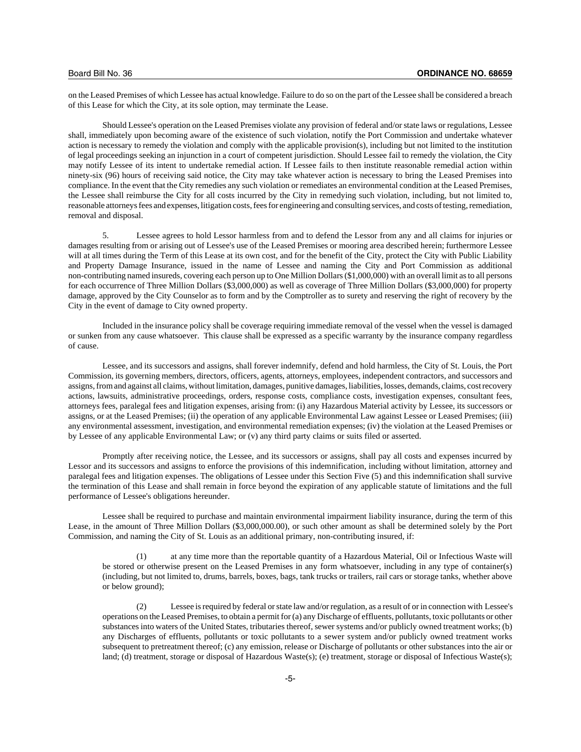on the Leased Premises of which Lessee has actual knowledge. Failure to do so on the part of the Lessee shall be considered a breach of this Lease for which the City, at its sole option, may terminate the Lease.

Should Lessee's operation on the Leased Premises violate any provision of federal and/or state laws or regulations, Lessee shall, immediately upon becoming aware of the existence of such violation, notify the Port Commission and undertake whatever action is necessary to remedy the violation and comply with the applicable provision(s), including but not limited to the institution of legal proceedings seeking an injunction in a court of competent jurisdiction. Should Lessee fail to remedy the violation, the City may notify Lessee of its intent to undertake remedial action. If Lessee fails to then institute reasonable remedial action within ninety-six (96) hours of receiving said notice, the City may take whatever action is necessary to bring the Leased Premises into compliance. In the event that the City remedies any such violation or remediates an environmental condition at the Leased Premises, the Lessee shall reimburse the City for all costs incurred by the City in remedying such violation, including, but not limited to, reasonable attorneys fees and expenses, litigation costs, fees for engineering and consulting services, and costs of testing, remediation, removal and disposal.

5. Lessee agrees to hold Lessor harmless from and to defend the Lessor from any and all claims for injuries or damages resulting from or arising out of Lessee's use of the Leased Premises or mooring area described herein; furthermore Lessee will at all times during the Term of this Lease at its own cost, and for the benefit of the City, protect the City with Public Liability and Property Damage Insurance, issued in the name of Lessee and naming the City and Port Commission as additional non-contributing named insureds, covering each person up to One Million Dollars ($1,000,000) with an overall limit as to all persons for each occurrence of Three Million Dollars ($3,000,000) as well as coverage of Three Million Dollars ($3,000,000) for property damage, approved by the City Counselor as to form and by the Comptroller as to surety and reserving the right of recovery by the City in the event of damage to City owned property.

Included in the insurance policy shall be coverage requiring immediate removal of the vessel when the vessel is damaged or sunken from any cause whatsoever. This clause shall be expressed as a specific warranty by the insurance company regardless of cause.

Lessee, and its successors and assigns, shall forever indemnify, defend and hold harmless, the City of St. Louis, the Port Commission, its governing members, directors, officers, agents, attorneys, employees, independent contractors, and successors and assigns, from and against all claims, without limitation, damages, punitive damages, liabilities, losses, demands, claims, cost recovery actions, lawsuits, administrative proceedings, orders, response costs, compliance costs, investigation expenses, consultant fees, attorneys fees, paralegal fees and litigation expenses, arising from: (i) any Hazardous Material activity by Lessee, its successors or assigns, or at the Leased Premises; (ii) the operation of any applicable Environmental Law against Lessee or Leased Premises; (iii) any environmental assessment, investigation, and environmental remediation expenses; (iv) the violation at the Leased Premises or by Lessee of any applicable Environmental Law; or (v) any third party claims or suits filed or asserted.

Promptly after receiving notice, the Lessee, and its successors or assigns, shall pay all costs and expenses incurred by Lessor and its successors and assigns to enforce the provisions of this indemnification, including without limitation, attorney and paralegal fees and litigation expenses. The obligations of Lessee under this Section Five (5) and this indemnification shall survive the termination of this Lease and shall remain in force beyond the expiration of any applicable statute of limitations and the full performance of Lessee's obligations hereunder.

Lessee shall be required to purchase and maintain environmental impairment liability insurance, during the term of this Lease, in the amount of Three Million Dollars ($3,000,000.00), or such other amount as shall be determined solely by the Port Commission, and naming the City of St. Louis as an additional primary, non-contributing insured, if:

(1) at any time more than the reportable quantity of a Hazardous Material, Oil or Infectious Waste will be stored or otherwise present on the Leased Premises in any form whatsoever, including in any type of container(s) (including, but not limited to, drums, barrels, boxes, bags, tank trucks or trailers, rail cars or storage tanks, whether above or below ground);

(2) Lessee is required by federal or state law and/or regulation, as a result of or in connection with Lessee's operations on the Leased Premises, to obtain a permit for (a) any Discharge of effluents, pollutants, toxic pollutants or other substances into waters of the United States, tributaries thereof, sewer systems and/or publicly owned treatment works; (b) any Discharges of effluents, pollutants or toxic pollutants to a sewer system and/or publicly owned treatment works subsequent to pretreatment thereof; (c) any emission, release or Discharge of pollutants or other substances into the air or land; (d) treatment, storage or disposal of Hazardous Waste(s); (e) treatment, storage or disposal of Infectious Waste(s);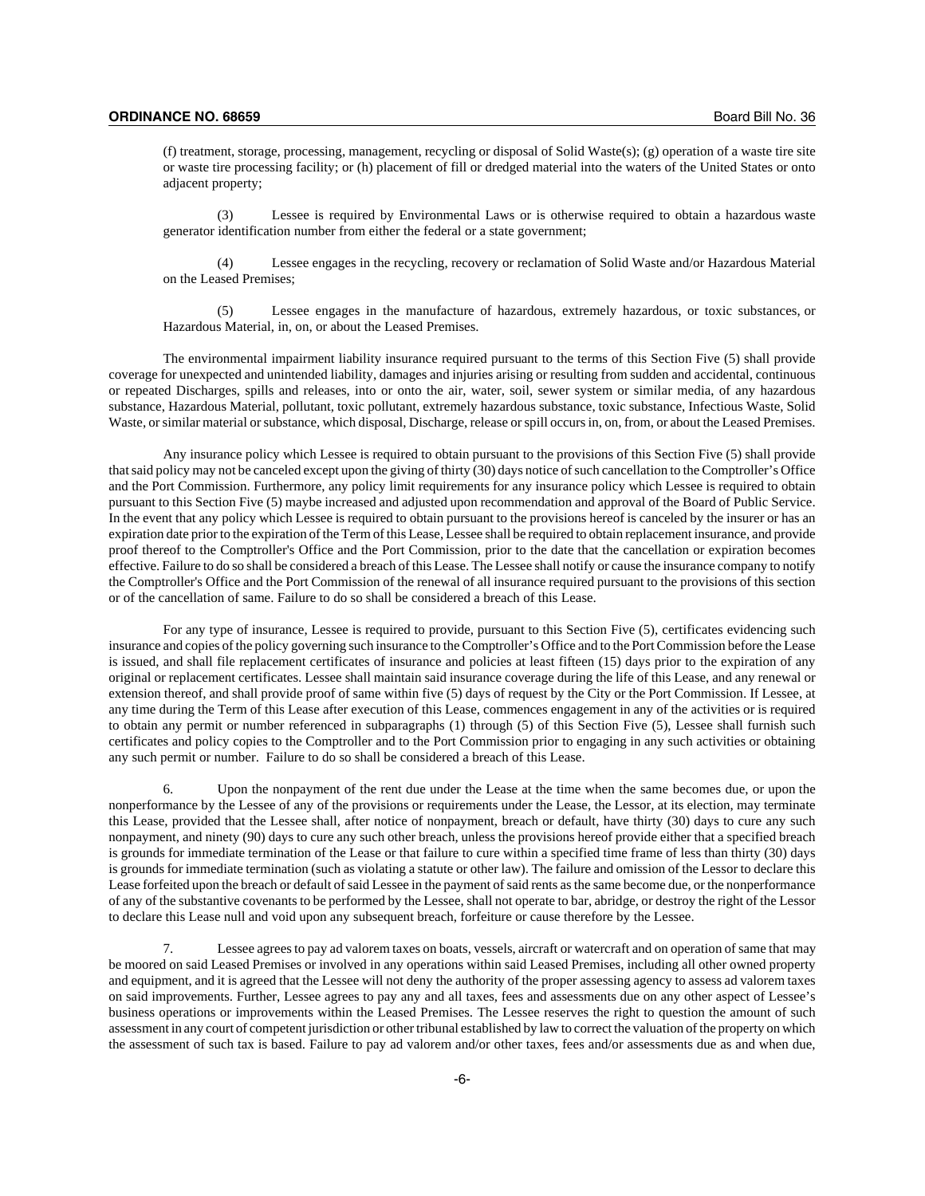(f) treatment, storage, processing, management, recycling or disposal of Solid Waste(s); (g) operation of a waste tire site or waste tire processing facility; or (h) placement of fill or dredged material into the waters of the United States or onto adjacent property;

(3) Lessee is required by Environmental Laws or is otherwise required to obtain a hazardous waste generator identification number from either the federal or a state government;

(4) Lessee engages in the recycling, recovery or reclamation of Solid Waste and/or Hazardous Material on the Leased Premises;

(5) Lessee engages in the manufacture of hazardous, extremely hazardous, or toxic substances, or Hazardous Material, in, on, or about the Leased Premises.

The environmental impairment liability insurance required pursuant to the terms of this Section Five (5) shall provide coverage for unexpected and unintended liability, damages and injuries arising or resulting from sudden and accidental, continuous or repeated Discharges, spills and releases, into or onto the air, water, soil, sewer system or similar media, of any hazardous substance, Hazardous Material, pollutant, toxic pollutant, extremely hazardous substance, toxic substance, Infectious Waste, Solid Waste, or similar material or substance, which disposal, Discharge, release or spill occurs in, on, from, or about the Leased Premises.

Any insurance policy which Lessee is required to obtain pursuant to the provisions of this Section Five (5) shall provide that said policy may not be canceled except upon the giving of thirty (30) days notice of such cancellation to the Comptroller's Office and the Port Commission. Furthermore, any policy limit requirements for any insurance policy which Lessee is required to obtain pursuant to this Section Five (5) maybe increased and adjusted upon recommendation and approval of the Board of Public Service. In the event that any policy which Lessee is required to obtain pursuant to the provisions hereof is canceled by the insurer or has an expiration date prior to the expiration of the Term of this Lease, Lessee shall be required to obtain replacement insurance, and provide proof thereof to the Comptroller's Office and the Port Commission, prior to the date that the cancellation or expiration becomes effective. Failure to do so shall be considered a breach of this Lease. The Lessee shall notify or cause the insurance company to notify the Comptroller's Office and the Port Commission of the renewal of all insurance required pursuant to the provisions of this section or of the cancellation of same. Failure to do so shall be considered a breach of this Lease.

For any type of insurance, Lessee is required to provide, pursuant to this Section Five (5), certificates evidencing such insurance and copies of the policy governing such insurance to the Comptroller's Office and to the Port Commission before the Lease is issued, and shall file replacement certificates of insurance and policies at least fifteen (15) days prior to the expiration of any original or replacement certificates. Lessee shall maintain said insurance coverage during the life of this Lease, and any renewal or extension thereof, and shall provide proof of same within five (5) days of request by the City or the Port Commission. If Lessee, at any time during the Term of this Lease after execution of this Lease, commences engagement in any of the activities or is required to obtain any permit or number referenced in subparagraphs (1) through (5) of this Section Five (5), Lessee shall furnish such certificates and policy copies to the Comptroller and to the Port Commission prior to engaging in any such activities or obtaining any such permit or number. Failure to do so shall be considered a breach of this Lease.

6. Upon the nonpayment of the rent due under the Lease at the time when the same becomes due, or upon the nonperformance by the Lessee of any of the provisions or requirements under the Lease, the Lessor, at its election, may terminate this Lease, provided that the Lessee shall, after notice of nonpayment, breach or default, have thirty (30) days to cure any such nonpayment, and ninety (90) days to cure any such other breach, unless the provisions hereof provide either that a specified breach is grounds for immediate termination of the Lease or that failure to cure within a specified time frame of less than thirty (30) days is grounds for immediate termination (such as violating a statute or other law). The failure and omission of the Lessor to declare this Lease forfeited upon the breach or default of said Lessee in the payment of said rents as the same become due, or the nonperformance of any of the substantive covenants to be performed by the Lessee, shall not operate to bar, abridge, or destroy the right of the Lessor to declare this Lease null and void upon any subsequent breach, forfeiture or cause therefore by the Lessee.

7. Lessee agrees to pay ad valorem taxes on boats, vessels, aircraft or watercraft and on operation of same that may be moored on said Leased Premises or involved in any operations within said Leased Premises, including all other owned property and equipment, and it is agreed that the Lessee will not deny the authority of the proper assessing agency to assess ad valorem taxes on said improvements. Further, Lessee agrees to pay any and all taxes, fees and assessments due on any other aspect of Lessee's business operations or improvements within the Leased Premises. The Lessee reserves the right to question the amount of such assessment in any court of competent jurisdiction or other tribunal established by law to correct the valuation of the property on which the assessment of such tax is based. Failure to pay ad valorem and/or other taxes, fees and/or assessments due as and when due,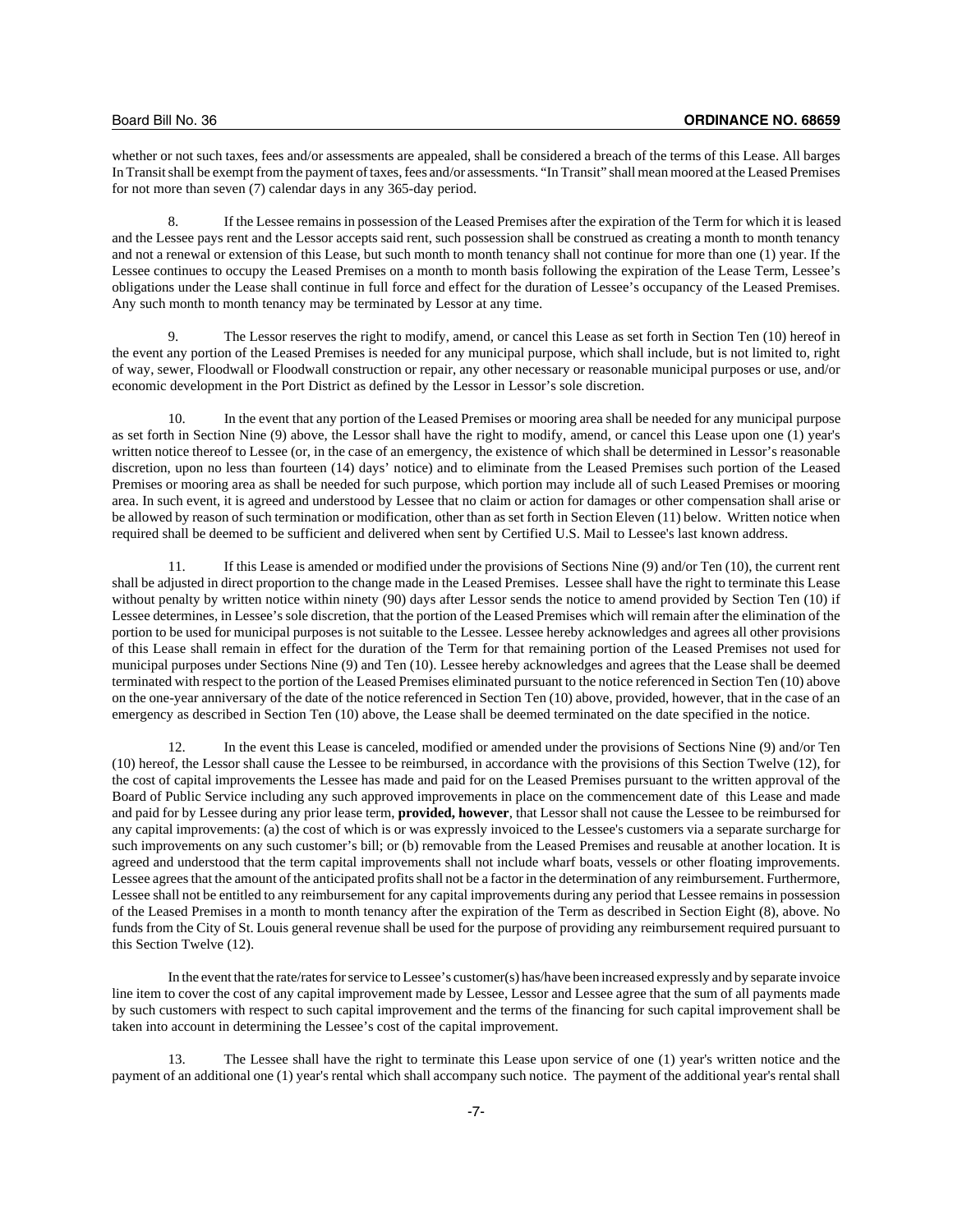whether or not such taxes, fees and/or assessments are appealed, shall be considered a breach of the terms of this Lease. All barges In Transit shall be exempt from the payment of taxes, fees and/or assessments. "In Transit" shall mean moored at the Leased Premises for not more than seven (7) calendar days in any 365-day period.

8. If the Lessee remains in possession of the Leased Premises after the expiration of the Term for which it is leased and the Lessee pays rent and the Lessor accepts said rent, such possession shall be construed as creating a month to month tenancy and not a renewal or extension of this Lease, but such month to month tenancy shall not continue for more than one (1) year. If the Lessee continues to occupy the Leased Premises on a month to month basis following the expiration of the Lease Term, Lessee's obligations under the Lease shall continue in full force and effect for the duration of Lessee's occupancy of the Leased Premises. Any such month to month tenancy may be terminated by Lessor at any time.

9. The Lessor reserves the right to modify, amend, or cancel this Lease as set forth in Section Ten (10) hereof in the event any portion of the Leased Premises is needed for any municipal purpose, which shall include, but is not limited to, right of way, sewer, Floodwall or Floodwall construction or repair, any other necessary or reasonable municipal purposes or use, and/or economic development in the Port District as defined by the Lessor in Lessor's sole discretion.

10. In the event that any portion of the Leased Premises or mooring area shall be needed for any municipal purpose as set forth in Section Nine (9) above, the Lessor shall have the right to modify, amend, or cancel this Lease upon one (1) year's written notice thereof to Lessee (or, in the case of an emergency, the existence of which shall be determined in Lessor's reasonable discretion, upon no less than fourteen (14) days' notice) and to eliminate from the Leased Premises such portion of the Leased Premises or mooring area as shall be needed for such purpose, which portion may include all of such Leased Premises or mooring area. In such event, it is agreed and understood by Lessee that no claim or action for damages or other compensation shall arise or be allowed by reason of such termination or modification, other than as set forth in Section Eleven (11) below. Written notice when required shall be deemed to be sufficient and delivered when sent by Certified U.S. Mail to Lessee's last known address.

11. If this Lease is amended or modified under the provisions of Sections Nine (9) and/or Ten (10), the current rent shall be adjusted in direct proportion to the change made in the Leased Premises. Lessee shall have the right to terminate this Lease without penalty by written notice within ninety (90) days after Lessor sends the notice to amend provided by Section Ten (10) if Lessee determines, in Lessee's sole discretion, that the portion of the Leased Premises which will remain after the elimination of the portion to be used for municipal purposes is not suitable to the Lessee. Lessee hereby acknowledges and agrees all other provisions of this Lease shall remain in effect for the duration of the Term for that remaining portion of the Leased Premises not used for municipal purposes under Sections Nine (9) and Ten (10). Lessee hereby acknowledges and agrees that the Lease shall be deemed terminated with respect to the portion of the Leased Premises eliminated pursuant to the notice referenced in Section Ten (10) above on the one-year anniversary of the date of the notice referenced in Section Ten (10) above, provided, however, that in the case of an emergency as described in Section Ten (10) above, the Lease shall be deemed terminated on the date specified in the notice.

12. In the event this Lease is canceled, modified or amended under the provisions of Sections Nine (9) and/or Ten (10) hereof, the Lessor shall cause the Lessee to be reimbursed, in accordance with the provisions of this Section Twelve (12), for the cost of capital improvements the Lessee has made and paid for on the Leased Premises pursuant to the written approval of the Board of Public Service including any such approved improvements in place on the commencement date of this Lease and made and paid for by Lessee during any prior lease term, **provided, however**, that Lessor shall not cause the Lessee to be reimbursed for any capital improvements: (a) the cost of which is or was expressly invoiced to the Lessee's customers via a separate surcharge for such improvements on any such customer's bill; or (b) removable from the Leased Premises and reusable at another location. It is agreed and understood that the term capital improvements shall not include wharf boats, vessels or other floating improvements. Lessee agrees that the amount of the anticipated profits shall not be a factor in the determination of any reimbursement. Furthermore, Lessee shall not be entitled to any reimbursement for any capital improvements during any period that Lessee remains in possession of the Leased Premises in a month to month tenancy after the expiration of the Term as described in Section Eight (8), above. No funds from the City of St. Louis general revenue shall be used for the purpose of providing any reimbursement required pursuant to this Section Twelve (12).

In the event that the rate/rates for service to Lessee's customer(s) has/have been increased expressly and by separate invoice line item to cover the cost of any capital improvement made by Lessee, Lessor and Lessee agree that the sum of all payments made by such customers with respect to such capital improvement and the terms of the financing for such capital improvement shall be taken into account in determining the Lessee's cost of the capital improvement.

13. The Lessee shall have the right to terminate this Lease upon service of one (1) year's written notice and the payment of an additional one (1) year's rental which shall accompany such notice. The payment of the additional year's rental shall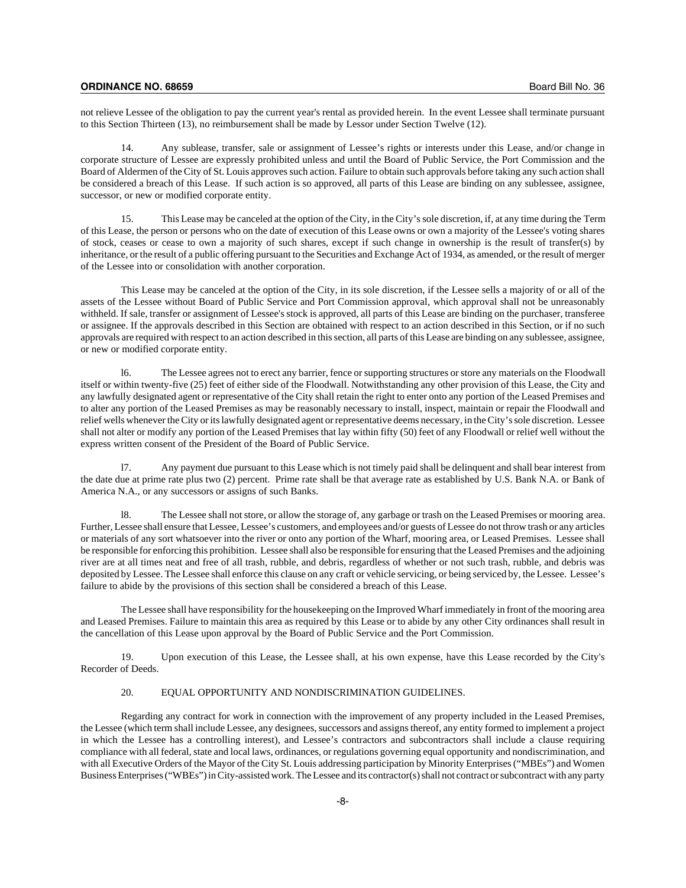not relieve Lessee of the obligation to pay the current year's rental as provided herein. In the event Lessee shall terminate pursuant to this Section Thirteen (13), no reimbursement shall be made by Lessor under Section Twelve (12).

14. Any sublease, transfer, sale or assignment of Lessee's rights or interests under this Lease, and/or change in corporate structure of Lessee are expressly prohibited unless and until the Board of Public Service, the Port Commission and the Board of Aldermen of the City of St. Louis approves such action. Failure to obtain such approvals before taking any such action shall be considered a breach of this Lease. If such action is so approved, all parts of this Lease are binding on any sublessee, assignee, successor, or new or modified corporate entity.

15. This Lease may be canceled at the option of the City, in the City's sole discretion, if, at any time during the Term of this Lease, the person or persons who on the date of execution of this Lease owns or own a majority of the Lessee's voting shares of stock, ceases or cease to own a majority of such shares, except if such change in ownership is the result of transfer(s) by inheritance, or the result of a public offering pursuant to the Securities and Exchange Act of 1934, as amended, or the result of merger of the Lessee into or consolidation with another corporation.

This Lease may be canceled at the option of the City, in its sole discretion, if the Lessee sells a majority of or all of the assets of the Lessee without Board of Public Service and Port Commission approval, which approval shall not be unreasonably withheld. If sale, transfer or assignment of Lessee's stock is approved, all parts of this Lease are binding on the purchaser, transferee or assignee. If the approvals described in this Section are obtained with respect to an action described in this Section, or if no such approvals are required with respect to an action described in this section, all parts of this Lease are binding on any sublessee, assignee, or new or modified corporate entity.

l6. The Lessee agrees not to erect any barrier, fence or supporting structures or store any materials on the Floodwall itself or within twenty-five (25) feet of either side of the Floodwall. Notwithstanding any other provision of this Lease, the City and any lawfully designated agent or representative of the City shall retain the right to enter onto any portion of the Leased Premises and to alter any portion of the Leased Premises as may be reasonably necessary to install, inspect, maintain or repair the Floodwall and relief wells whenever the City or its lawfully designated agent or representative deems necessary, in the City's sole discretion. Lessee shall not alter or modify any portion of the Leased Premises that lay within fifty (50) feet of any Floodwall or relief well without the express written consent of the President of the Board of Public Service.

l7. Any payment due pursuant to this Lease which is not timely paid shall be delinquent and shall bear interest from the date due at prime rate plus two (2) percent. Prime rate shall be that average rate as established by U.S. Bank N.A. or Bank of America N.A., or any successors or assigns of such Banks.

l8. The Lessee shall not store, or allow the storage of, any garbage or trash on the Leased Premises or mooring area. Further, Lessee shall ensure that Lessee, Lessee's customers, and employees and/or guests of Lessee do not throw trash or any articles or materials of any sort whatsoever into the river or onto any portion of the Wharf, mooring area, or Leased Premises. Lessee shall be responsible for enforcing this prohibition. Lessee shall also be responsible for ensuring that the Leased Premises and the adjoining river are at all times neat and free of all trash, rubble, and debris, regardless of whether or not such trash, rubble, and debris was deposited by Lessee. The Lessee shall enforce this clause on any craft or vehicle servicing, or being serviced by, the Lessee. Lessee's failure to abide by the provisions of this section shall be considered a breach of this Lease.

The Lessee shall have responsibility for the housekeeping on the Improved Wharf immediately in front of the mooring area and Leased Premises. Failure to maintain this area as required by this Lease or to abide by any other City ordinances shall result in the cancellation of this Lease upon approval by the Board of Public Service and the Port Commission.

19. Upon execution of this Lease, the Lessee shall, at his own expense, have this Lease recorded by the City's Recorder of Deeds.

20. EQUAL OPPORTUNITY AND NONDISCRIMINATION GUIDELINES.

Regarding any contract for work in connection with the improvement of any property included in the Leased Premises, the Lessee (which term shall include Lessee, any designees, successors and assigns thereof, any entity formed to implement a project in which the Lessee has a controlling interest), and Lessee's contractors and subcontractors shall include a clause requiring compliance with all federal, state and local laws, ordinances, or regulations governing equal opportunity and nondiscrimination, and with all Executive Orders of the Mayor of the City St. Louis addressing participation by Minority Enterprises ("MBEs") and Women Business Enterprises ("WBEs") in City-assisted work. The Lessee and its contractor(s) shall not contract or subcontract with any party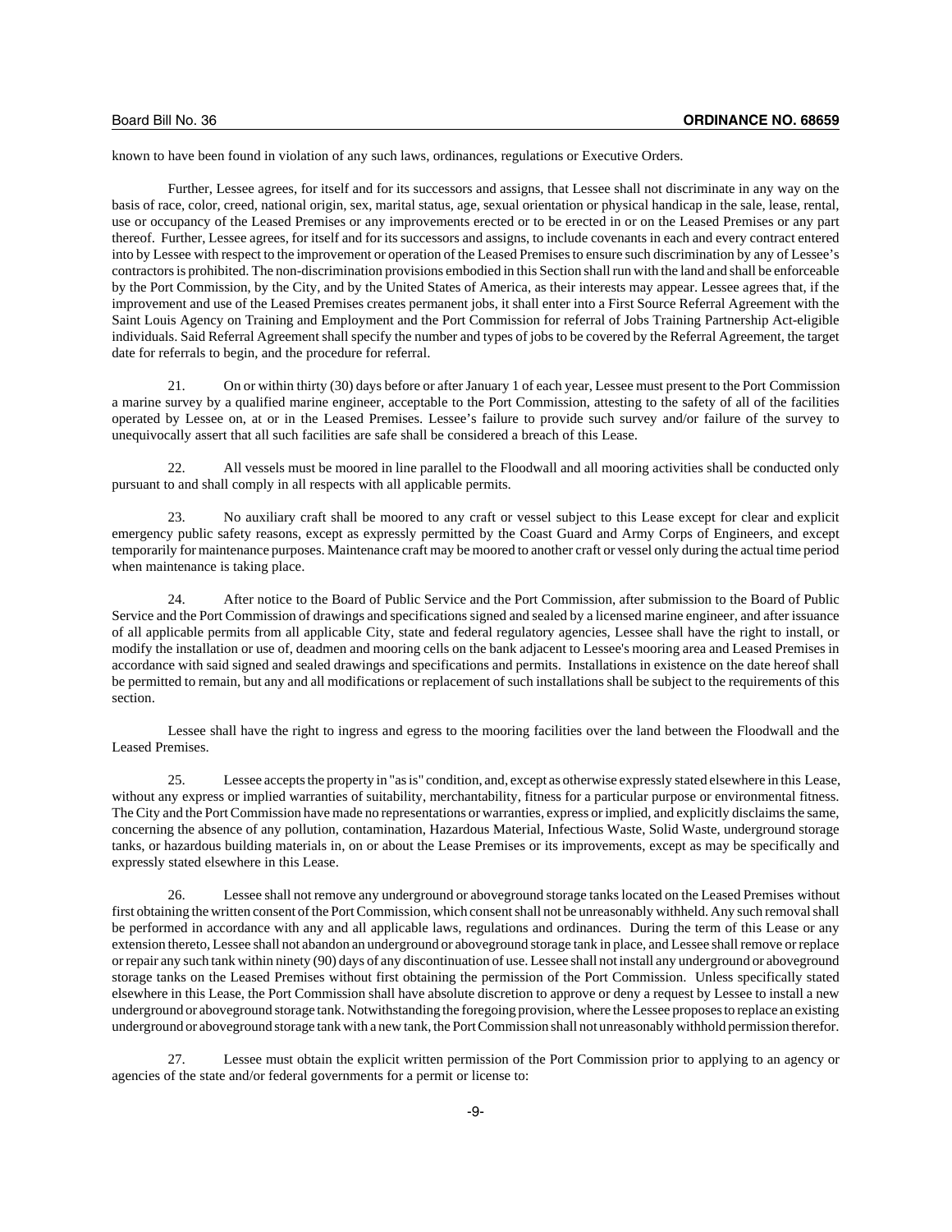known to have been found in violation of any such laws, ordinances, regulations or Executive Orders.

Further, Lessee agrees, for itself and for its successors and assigns, that Lessee shall not discriminate in any way on the basis of race, color, creed, national origin, sex, marital status, age, sexual orientation or physical handicap in the sale, lease, rental, use or occupancy of the Leased Premises or any improvements erected or to be erected in or on the Leased Premises or any part thereof. Further, Lessee agrees, for itself and for its successors and assigns, to include covenants in each and every contract entered into by Lessee with respect to the improvement or operation of the Leased Premises to ensure such discrimination by any of Lessee's contractors is prohibited. The non-discrimination provisions embodied in this Section shall run with the land and shall be enforceable by the Port Commission, by the City, and by the United States of America, as their interests may appear. Lessee agrees that, if the improvement and use of the Leased Premises creates permanent jobs, it shall enter into a First Source Referral Agreement with the Saint Louis Agency on Training and Employment and the Port Commission for referral of Jobs Training Partnership Act-eligible individuals. Said Referral Agreement shall specify the number and types of jobs to be covered by the Referral Agreement, the target date for referrals to begin, and the procedure for referral.

21. On or within thirty (30) days before or after January 1 of each year, Lessee must present to the Port Commission a marine survey by a qualified marine engineer, acceptable to the Port Commission, attesting to the safety of all of the facilities operated by Lessee on, at or in the Leased Premises. Lessee's failure to provide such survey and/or failure of the survey to unequivocally assert that all such facilities are safe shall be considered a breach of this Lease.

22. All vessels must be moored in line parallel to the Floodwall and all mooring activities shall be conducted only pursuant to and shall comply in all respects with all applicable permits.

23. No auxiliary craft shall be moored to any craft or vessel subject to this Lease except for clear and explicit emergency public safety reasons, except as expressly permitted by the Coast Guard and Army Corps of Engineers, and except temporarily for maintenance purposes. Maintenance craft may be moored to another craft or vessel only during the actual time period when maintenance is taking place.

24. After notice to the Board of Public Service and the Port Commission, after submission to the Board of Public Service and the Port Commission of drawings and specifications signed and sealed by a licensed marine engineer, and after issuance of all applicable permits from all applicable City, state and federal regulatory agencies, Lessee shall have the right to install, or modify the installation or use of, deadmen and mooring cells on the bank adjacent to Lessee's mooring area and Leased Premises in accordance with said signed and sealed drawings and specifications and permits. Installations in existence on the date hereof shall be permitted to remain, but any and all modifications or replacement of such installations shall be subject to the requirements of this section.

Lessee shall have the right to ingress and egress to the mooring facilities over the land between the Floodwall and the Leased Premises.

25. Lessee accepts the property in "as is" condition, and, except as otherwise expressly stated elsewhere in this Lease, without any express or implied warranties of suitability, merchantability, fitness for a particular purpose or environmental fitness. The City and the Port Commission have made no representations or warranties, express or implied, and explicitly disclaims the same, concerning the absence of any pollution, contamination, Hazardous Material, Infectious Waste, Solid Waste, underground storage tanks, or hazardous building materials in, on or about the Lease Premises or its improvements, except as may be specifically and expressly stated elsewhere in this Lease.

26. Lessee shall not remove any underground or aboveground storage tanks located on the Leased Premises without first obtaining the written consent of the Port Commission, which consent shall not be unreasonably withheld. Any such removal shall be performed in accordance with any and all applicable laws, regulations and ordinances. During the term of this Lease or any extension thereto, Lessee shall not abandon an underground or aboveground storage tank in place, and Lessee shall remove or replace or repair any such tank within ninety (90) days of any discontinuation of use. Lessee shall not install any underground or aboveground storage tanks on the Leased Premises without first obtaining the permission of the Port Commission. Unless specifically stated elsewhere in this Lease, the Port Commission shall have absolute discretion to approve or deny a request by Lessee to install a new underground or aboveground storage tank. Notwithstanding the foregoing provision, where the Lessee proposes to replace an existing underground or aboveground storage tank with a new tank, the Port Commission shall not unreasonably withhold permission therefor.

27. Lessee must obtain the explicit written permission of the Port Commission prior to applying to an agency or agencies of the state and/or federal governments for a permit or license to: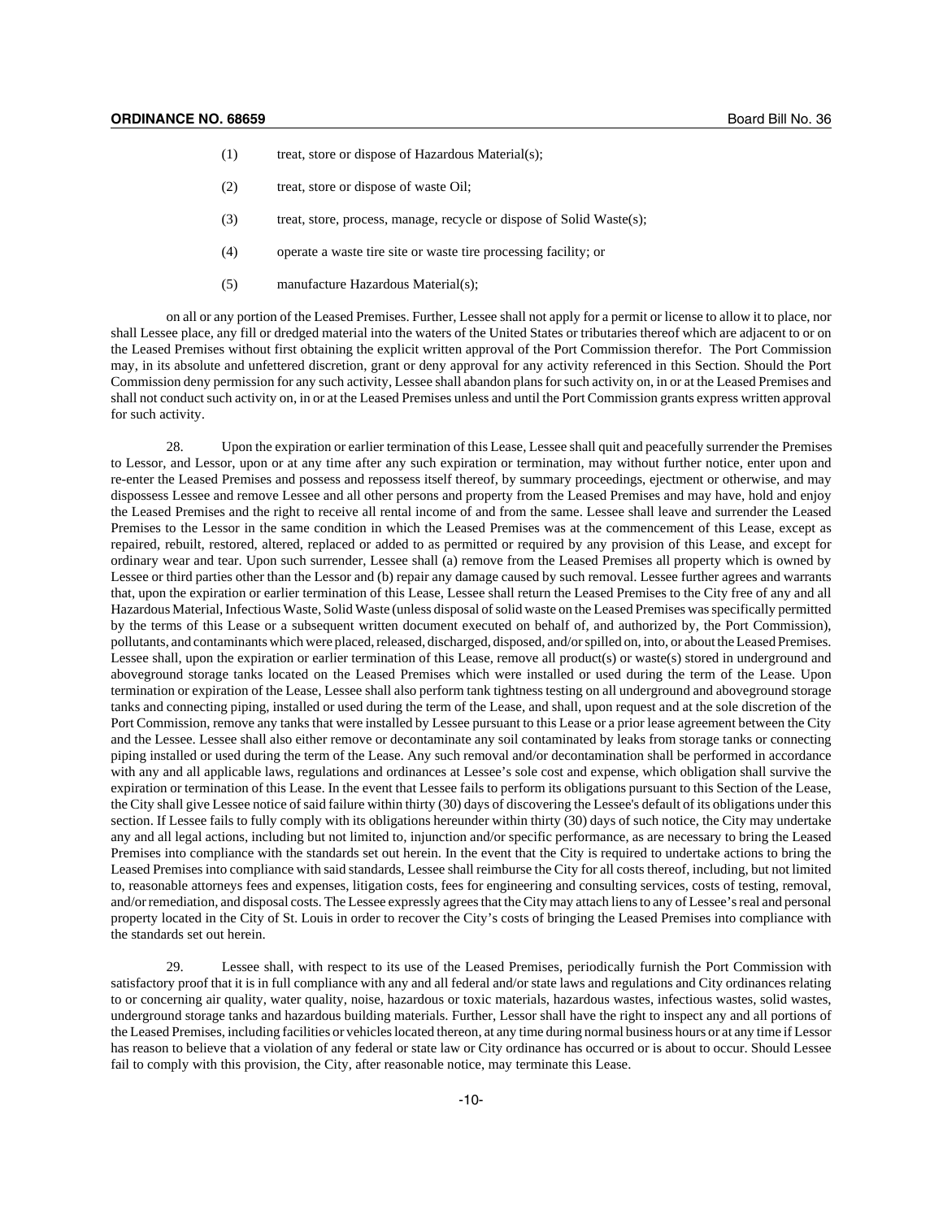(1) treat, store or dispose of Hazardous Material(s);

(2) treat, store or dispose of waste Oil;

(3) treat, store, process, manage, recycle or dispose of Solid Waste(s);

(4) operate a waste tire site or waste tire processing facility; or

(5) manufacture Hazardous Material(s);

on all or any portion of the Leased Premises. Further, Lessee shall not apply for a permit or license to allow it to place, nor shall Lessee place, any fill or dredged material into the waters of the United States or tributaries thereof which are adjacent to or on the Leased Premises without first obtaining the explicit written approval of the Port Commission therefor. The Port Commission may, in its absolute and unfettered discretion, grant or deny approval for any activity referenced in this Section. Should the Port Commission deny permission for any such activity, Lessee shall abandon plans for such activity on, in or at the Leased Premises and shall not conduct such activity on, in or at the Leased Premises unless and until the Port Commission grants express written approval for such activity.

28. Upon the expiration or earlier termination of this Lease, Lessee shall quit and peacefully surrender the Premises to Lessor, and Lessor, upon or at any time after any such expiration or termination, may without further notice, enter upon and re-enter the Leased Premises and possess and repossess itself thereof, by summary proceedings, ejectment or otherwise, and may dispossess Lessee and remove Lessee and all other persons and property from the Leased Premises and may have, hold and enjoy the Leased Premises and the right to receive all rental income of and from the same. Lessee shall leave and surrender the Leased Premises to the Lessor in the same condition in which the Leased Premises was at the commencement of this Lease, except as repaired, rebuilt, restored, altered, replaced or added to as permitted or required by any provision of this Lease, and except for ordinary wear and tear. Upon such surrender, Lessee shall (a) remove from the Leased Premises all property which is owned by Lessee or third parties other than the Lessor and (b) repair any damage caused by such removal. Lessee further agrees and warrants that, upon the expiration or earlier termination of this Lease, Lessee shall return the Leased Premises to the City free of any and all Hazardous Material, Infectious Waste, Solid Waste (unless disposal of solid waste on the Leased Premises was specifically permitted by the terms of this Lease or a subsequent written document executed on behalf of, and authorized by, the Port Commission), pollutants, and contaminants which were placed, released, discharged, disposed, and/or spilled on, into, or about the Leased Premises. Lessee shall, upon the expiration or earlier termination of this Lease, remove all product(s) or waste(s) stored in underground and aboveground storage tanks located on the Leased Premises which were installed or used during the term of the Lease. Upon termination or expiration of the Lease, Lessee shall also perform tank tightness testing on all underground and aboveground storage tanks and connecting piping, installed or used during the term of the Lease, and shall, upon request and at the sole discretion of the Port Commission, remove any tanks that were installed by Lessee pursuant to this Lease or a prior lease agreement between the City and the Lessee. Lessee shall also either remove or decontaminate any soil contaminated by leaks from storage tanks or connecting piping installed or used during the term of the Lease. Any such removal and/or decontamination shall be performed in accordance with any and all applicable laws, regulations and ordinances at Lessee's sole cost and expense, which obligation shall survive the expiration or termination of this Lease. In the event that Lessee fails to perform its obligations pursuant to this Section of the Lease, the City shall give Lessee notice of said failure within thirty (30) days of discovering the Lessee's default of its obligations under this section. If Lessee fails to fully comply with its obligations hereunder within thirty (30) days of such notice, the City may undertake any and all legal actions, including but not limited to, injunction and/or specific performance, as are necessary to bring the Leased Premises into compliance with the standards set out herein. In the event that the City is required to undertake actions to bring the Leased Premises into compliance with said standards, Lessee shall reimburse the City for all costs thereof, including, but not limited to, reasonable attorneys fees and expenses, litigation costs, fees for engineering and consulting services, costs of testing, removal, and/or remediation, and disposal costs. The Lessee expressly agrees that the City may attach liens to any of Lessee's real and personal property located in the City of St. Louis in order to recover the City's costs of bringing the Leased Premises into compliance with the standards set out herein.

29. Lessee shall, with respect to its use of the Leased Premises, periodically furnish the Port Commission with satisfactory proof that it is in full compliance with any and all federal and/or state laws and regulations and City ordinances relating to or concerning air quality, water quality, noise, hazardous or toxic materials, hazardous wastes, infectious wastes, solid wastes, underground storage tanks and hazardous building materials. Further, Lessor shall have the right to inspect any and all portions of the Leased Premises, including facilities or vehicles located thereon, at any time during normal business hours or at any time if Lessor has reason to believe that a violation of any federal or state law or City ordinance has occurred or is about to occur. Should Lessee fail to comply with this provision, the City, after reasonable notice, may terminate this Lease.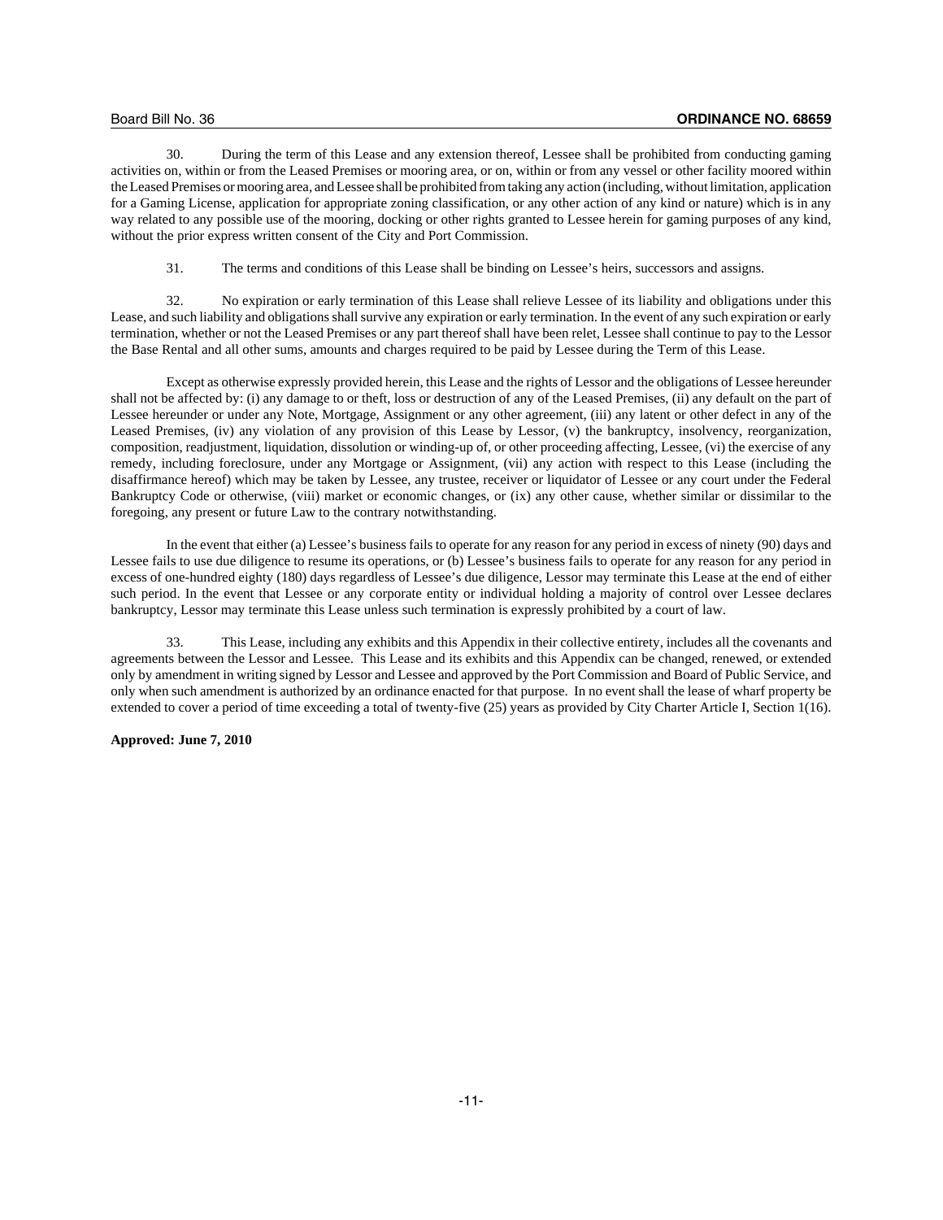30. During the term of this Lease and any extension thereof, Lessee shall be prohibited from conducting gaming activities on, within or from the Leased Premises or mooring area, or on, within or from any vessel or other facility moored within the Leased Premises or mooring area, and Lessee shall be prohibited from taking any action (including, without limitation, application for a Gaming License, application for appropriate zoning classification, or any other action of any kind or nature) which is in any way related to any possible use of the mooring, docking or other rights granted to Lessee herein for gaming purposes of any kind, without the prior express written consent of the City and Port Commission.

31. The terms and conditions of this Lease shall be binding on Lessee's heirs, successors and assigns.

32. No expiration or early termination of this Lease shall relieve Lessee of its liability and obligations under this Lease, and such liability and obligations shall survive any expiration or early termination. In the event of any such expiration or early termination, whether or not the Leased Premises or any part thereof shall have been relet, Lessee shall continue to pay to the Lessor the Base Rental and all other sums, amounts and charges required to be paid by Lessee during the Term of this Lease.

Except as otherwise expressly provided herein, this Lease and the rights of Lessor and the obligations of Lessee hereunder shall not be affected by: (i) any damage to or theft, loss or destruction of any of the Leased Premises, (ii) any default on the part of Lessee hereunder or under any Note, Mortgage, Assignment or any other agreement, (iii) any latent or other defect in any of the Leased Premises, (iv) any violation of any provision of this Lease by Lessor, (v) the bankruptcy, insolvency, reorganization, composition, readjustment, liquidation, dissolution or winding-up of, or other proceeding affecting, Lessee, (vi) the exercise of any remedy, including foreclosure, under any Mortgage or Assignment, (vii) any action with respect to this Lease (including the disaffirmance hereof) which may be taken by Lessee, any trustee, receiver or liquidator of Lessee or any court under the Federal Bankruptcy Code or otherwise, (viii) market or economic changes, or (ix) any other cause, whether similar or dissimilar to the foregoing, any present or future Law to the contrary notwithstanding.

In the event that either (a) Lessee's business fails to operate for any reason for any period in excess of ninety (90) days and Lessee fails to use due diligence to resume its operations, or (b) Lessee's business fails to operate for any reason for any period in excess of one-hundred eighty (180) days regardless of Lessee's due diligence, Lessor may terminate this Lease at the end of either such period. In the event that Lessee or any corporate entity or individual holding a majority of control over Lessee declares bankruptcy, Lessor may terminate this Lease unless such termination is expressly prohibited by a court of law.

33. This Lease, including any exhibits and this Appendix in their collective entirety, includes all the covenants and agreements between the Lessor and Lessee. This Lease and its exhibits and this Appendix can be changed, renewed, or extended only by amendment in writing signed by Lessor and Lessee and approved by the Port Commission and Board of Public Service, and only when such amendment is authorized by an ordinance enacted for that purpose. In no event shall the lease of wharf property be extended to cover a period of time exceeding a total of twenty-five (25) years as provided by City Charter Article I, Section 1(16).

**Approved: June 7, 2010**